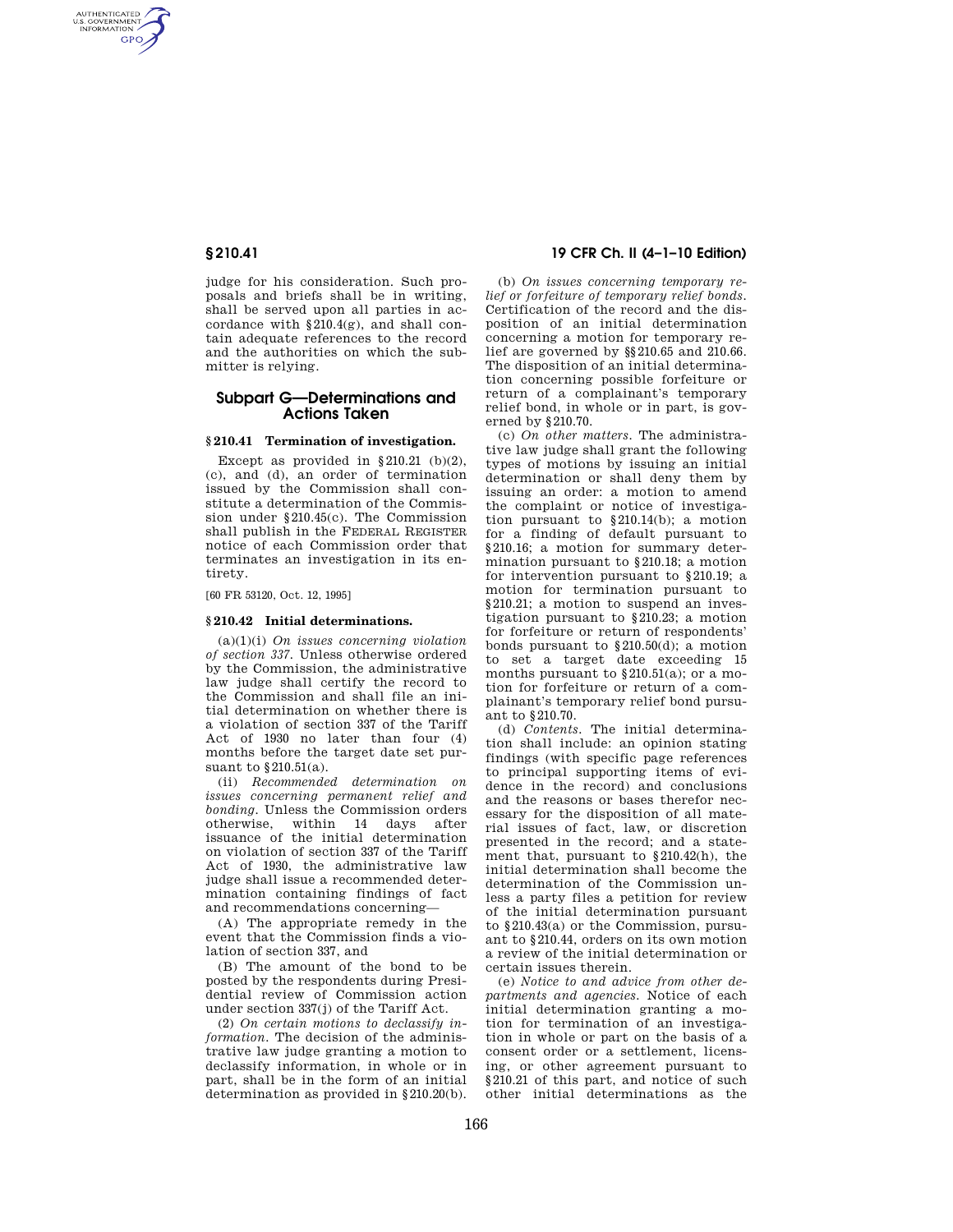judge for his consideration. Such proposals and briefs shall be in writing, shall be served upon all parties in accordance with §210.4(g), and shall contain adequate references to the record and the authorities on which the submitter is relying.

## Subpart G—Determinations and Actions Taken

### §210.41 Termination of investigation.

Except as provided in §210.21 (b)(2), (c), and (d), an order of termination issued by the Commission shall constitute a determination of the Commission under §210.45(c). The Commission shall publish in the FEDERAL REGISTER notice of each Commission order that terminates an investigation in its entirety.

[60 FR 53120, Oct. 12, 1995]

### §210.42 Initial determinations.

(a)(1)(i) *On issues concerning violation of section 337.* Unless otherwise ordered by the Commission, the administrative law judge shall certify the record to the Commission and shall file an initial determination on whether there is a violation of section 337 of the Tariff Act of 1930 no later than four (4) months before the target date set pursuant to §210.51(a).

(ii) *Recommended determination on issues concerning permanent relief and bonding.* Unless the Commission orders otherwise, within 14 days after issuance of the initial determination on violation of section 337 of the Tariff Act of 1930, the administrative law judge shall issue a recommended determination containing findings of fact and recommendations concerning—

(A) The appropriate remedy in the event that the Commission finds a violation of section 337, and

(B) The amount of the bond to be posted by the respondents during Presidential review of Commission action under section 337(j) of the Tariff Act.

(2) *On certain motions to declassify information.* The decision of the administrative law judge granting a motion to declassify information, in whole or in part, shall be in the form of an initial determination as provided in §210.20(b).

(b) *On issues concerning temporary relief or forfeiture of temporary relief bonds.* Certification of the record and the disposition of an initial determination concerning a motion for temporary relief are governed by §§210.65 and 210.66. The disposition of an initial determination concerning possible forfeiture or return of a complainant's temporary relief bond, in whole or in part, is governed by §210.70.

(c) *On other matters.* The administrative law judge shall grant the following types of motions by issuing an initial determination or shall deny them by issuing an order: a motion to amend the complaint or notice of investigation pursuant to §210.14(b); a motion for a finding of default pursuant to §210.16; a motion for summary determination pursuant to §210.18; a motion for intervention pursuant to §210.19; a motion for termination pursuant to §210.21; a motion to suspend an investigation pursuant to §210.23; a motion for forfeiture or return of respondents' bonds pursuant to §210.50(d); a motion to set a target date exceeding 15 months pursuant to §210.51(a); or a motion for forfeiture or return of a complainant's temporary relief bond pursuant to §210.70.

(d) *Contents.* The initial determination shall include: an opinion stating findings (with specific page references to principal supporting items of evidence in the record) and conclusions and the reasons or bases therefor necessary for the disposition of all material issues of fact, law, or discretion presented in the record; and a statement that, pursuant to §210.42(h), the initial determination shall become the determination of the Commission unless a party files a petition for review of the initial determination pursuant to §210.43(a) or the Commission, pursuant to §210.44, orders on its own motion a review of the initial determination or certain issues therein.

(e) *Notice to and advice from other departments and agencies.* Notice of each initial determination granting a motion for termination of an investigation in whole or part on the basis of a consent order or a settlement, licensing, or other agreement pursuant to §210.21 of this part, and notice of such other initial determinations as the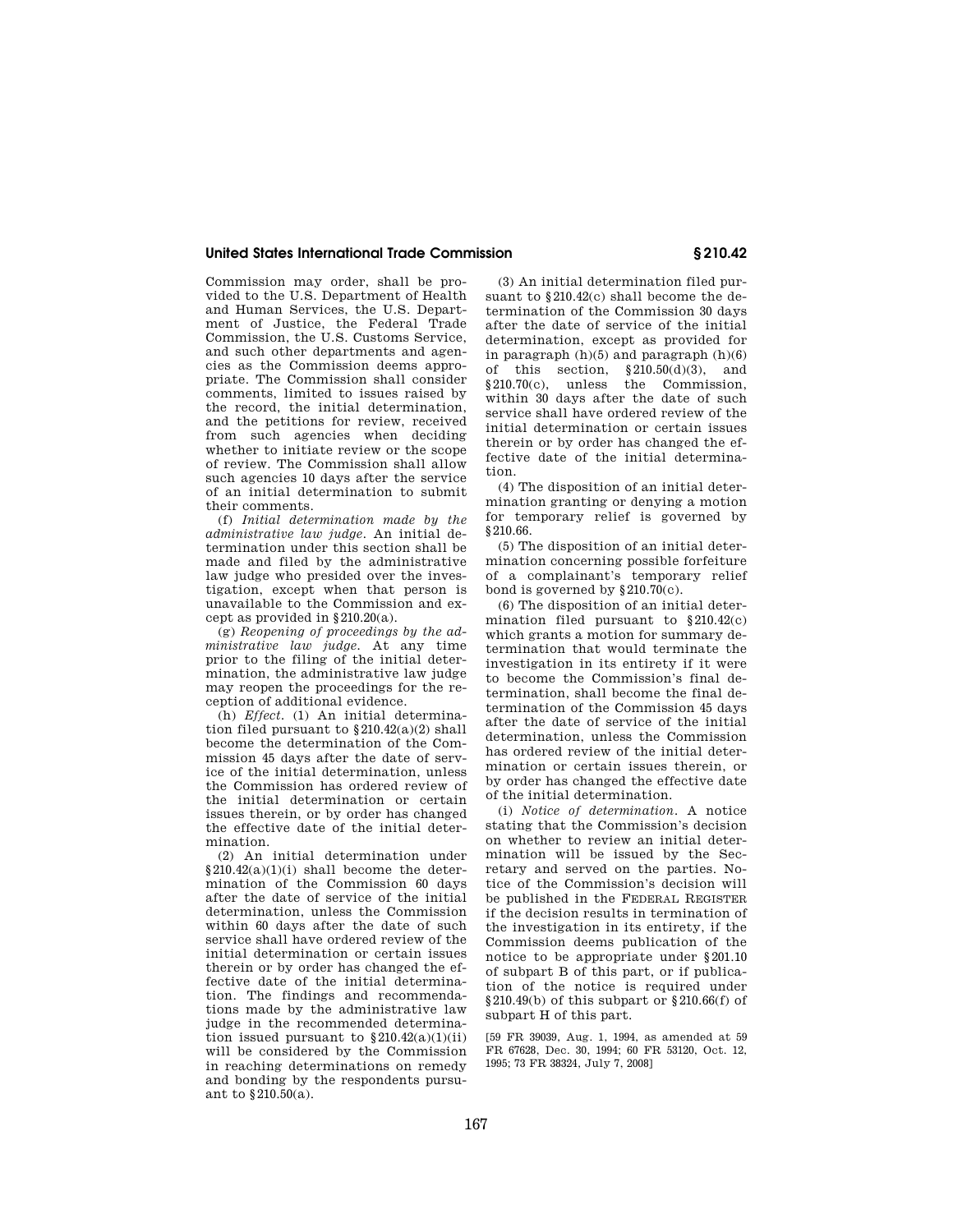Commission may order, shall be provided to the U.S. Department of Health and Human Services, the U.S. Department of Justice, the Federal Trade Commission, the U.S. Customs Service, and such other departments and agencies as the Commission deems appropriate. The Commission shall consider comments, limited to issues raised by the record, the initial determination, and the petitions for review, received from such agencies when deciding whether to initiate review or the scope of review. The Commission shall allow such agencies 10 days after the service of an initial determination to submit their comments.

(f) *Initial determination made by the administrative law judge.* An initial determination under this section shall be made and filed by the administrative law judge who presided over the investigation, except when that person is unavailable to the Commission and except as provided in §210.20(a).

(g) *Reopening of proceedings by the administrative law judge.* At any time prior to the filing of the initial determination, the administrative law judge may reopen the proceedings for the reception of additional evidence.

(h) *Effect.* (1) An initial determination filed pursuant to §210.42(a)(2) shall become the determination of the Commission 45 days after the date of service of the initial determination, unless the Commission has ordered review of the initial determination or certain issues therein, or by order has changed the effective date of the initial determination.

(2) An initial determination under §210.42(a)(1)(i) shall become the determination of the Commission 60 days after the date of service of the initial determination, unless the Commission within 60 days after the date of such service shall have ordered review of the initial determination or certain issues therein or by order has changed the effective date of the initial determination. The findings and recommendations made by the administrative law judge in the recommended determination issued pursuant to §210.42(a)(1)(ii) will be considered by the Commission in reaching determinations on remedy and bonding by the respondents pursuant to §210.50(a).

(3) An initial determination filed pursuant to §210.42(c) shall become the determination of the Commission 30 days after the date of service of the initial determination, except as provided for in paragraph (h)(5) and paragraph (h)(6) of this section, §210.50(d)(3), and §210.70(c), unless the Commission, within 30 days after the date of such service shall have ordered review of the initial determination or certain issues therein or by order has changed the effective date of the initial determination.

(4) The disposition of an initial determination granting or denying a motion for temporary relief is governed by §210.66.

(5) The disposition of an initial determination concerning possible forfeiture of a complainant's temporary relief bond is governed by §210.70(c).

(6) The disposition of an initial determination filed pursuant to §210.42(c) which grants a motion for summary determination that would terminate the investigation in its entirety if it were to become the Commission's final determination, shall become the final determination of the Commission 45 days after the date of service of the initial determination, unless the Commission has ordered review of the initial determination or certain issues therein, or by order has changed the effective date of the initial determination.

(i) *Notice of determination.* A notice stating that the Commission's decision on whether to review an initial determination will be issued by the Secretary and served on the parties. Notice of the Commission's decision will be published in the FEDERAL REGISTER if the decision results in termination of the investigation in its entirety, if the Commission deems publication of the notice to be appropriate under §201.10 of subpart B of this part, or if publication of the notice is required under §210.49(b) of this subpart or §210.66(f) of subpart H of this part.

[59 FR 39039, Aug. 1, 1994, as amended at 59 FR 67628, Dec. 30, 1994; 60 FR 53120, Oct. 12, 1995; 73 FR 38324, July 7, 2008]